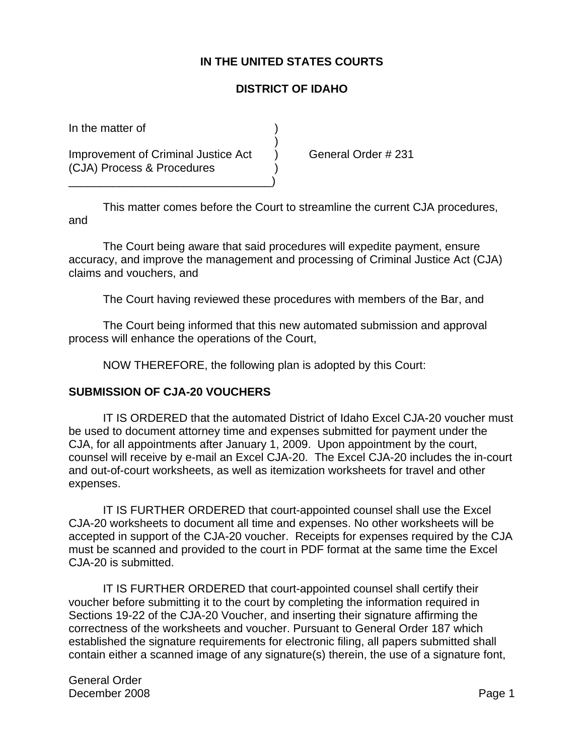**IN THE UNITED STATES COURTS**

**DISTRICT OF IDAHO**

| | | |
|---|---|---|
| In the matter of<br><br>Improvement of Criminal Justice Act (CJA) Process & Procedures | ) | General Order # 231 |

This matter comes before the Court to streamline the current CJA procedures, and

The Court being aware that said procedures will expedite payment, ensure accuracy, and improve the management and processing of Criminal Justice Act (CJA) claims and vouchers, and

The Court having reviewed these procedures with members of the Bar, and

The Court being informed that this new automated submission and approval process will enhance the operations of the Court,

NOW THEREFORE, the following plan is adopted by this Court:

**SUBMISSION OF CJA-20 VOUCHERS**

IT IS ORDERED that the automated District of Idaho Excel CJA-20 voucher must be used to document attorney time and expenses submitted for payment under the CJA, for all appointments after January 1, 2009. Upon appointment by the court, counsel will receive by e-mail an Excel CJA-20. The Excel CJA-20 includes the in-court and out-of-court worksheets, as well as itemization worksheets for travel and other expenses.

IT IS FURTHER ORDERED that court-appointed counsel shall use the Excel CJA-20 worksheets to document all time and expenses. No other worksheets will be accepted in support of the CJA-20 voucher. Receipts for expenses required by the CJA must be scanned and provided to the court in PDF format at the same time the Excel CJA-20 is submitted.

IT IS FURTHER ORDERED that court-appointed counsel shall certify their voucher before submitting it to the court by completing the information required in Sections 19-22 of the CJA-20 Voucher, and inserting their signature affirming the correctness of the worksheets and voucher. Pursuant to General Order 187 which established the signature requirements for electronic filing, all papers submitted shall contain either a scanned image of any signature(s) therein, the use of a signature font,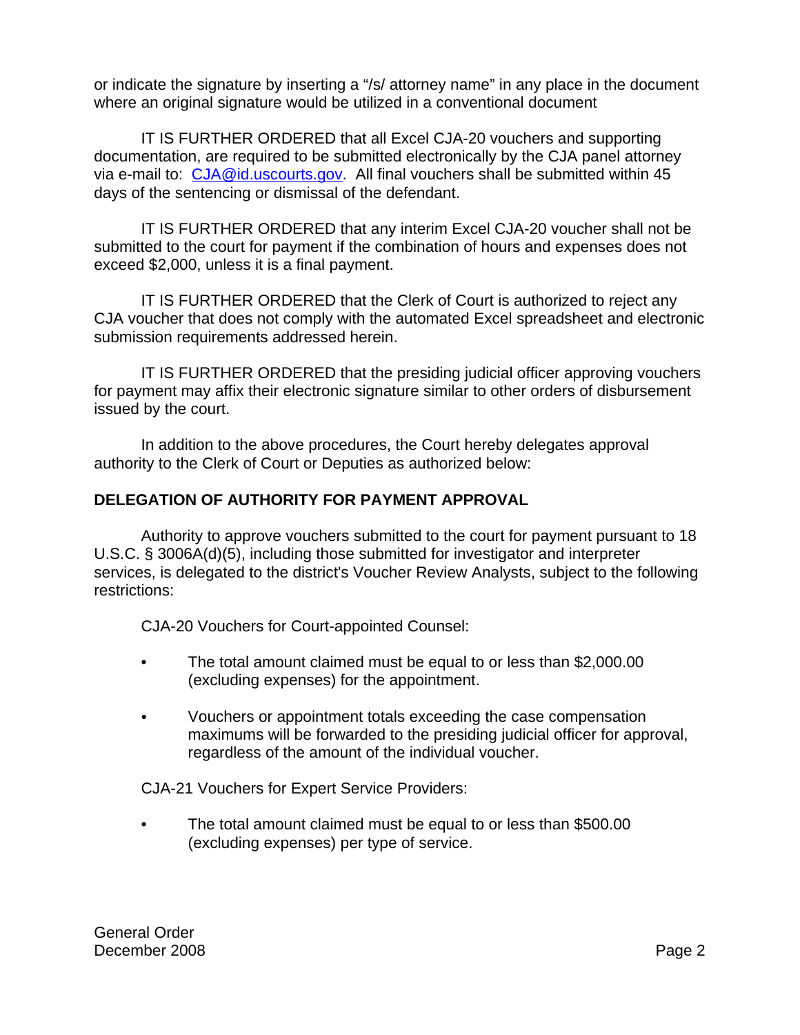or indicate the signature by inserting a "/s/ attorney name" in any place in the document where an original signature would be utilized in a conventional document

IT IS FURTHER ORDERED that all Excel CJA-20 vouchers and supporting documentation, are required to be submitted electronically by the CJA panel attorney via e-mail to: CJA@id.uscourts.gov. All final vouchers shall be submitted within 45 days of the sentencing or dismissal of the defendant.

IT IS FURTHER ORDERED that any interim Excel CJA-20 voucher shall not be submitted to the court for payment if the combination of hours and expenses does not exceed $2,000, unless it is a final payment.

IT IS FURTHER ORDERED that the Clerk of Court is authorized to reject any CJA voucher that does not comply with the automated Excel spreadsheet and electronic submission requirements addressed herein.

IT IS FURTHER ORDERED that the presiding judicial officer approving vouchers for payment may affix their electronic signature similar to other orders of disbursement issued by the court.

In addition to the above procedures, the Court hereby delegates approval authority to the Clerk of Court or Deputies as authorized below:

**DELEGATION OF AUTHORITY FOR PAYMENT APPROVAL**

Authority to approve vouchers submitted to the court for payment pursuant to 18 U.S.C. § 3006A(d)(5), including those submitted for investigator and interpreter services, is delegated to the district's Voucher Review Analysts, subject to the following restrictions:

CJA-20 Vouchers for Court-appointed Counsel:

- The total amount claimed must be equal to or less than $2,000.00 (excluding expenses) for the appointment.
- Vouchers or appointment totals exceeding the case compensation maximums will be forwarded to the presiding judicial officer for approval, regardless of the amount of the individual voucher.

CJA-21 Vouchers for Expert Service Providers:

- The total amount claimed must be equal to or less than $500.00 (excluding expenses) per type of service.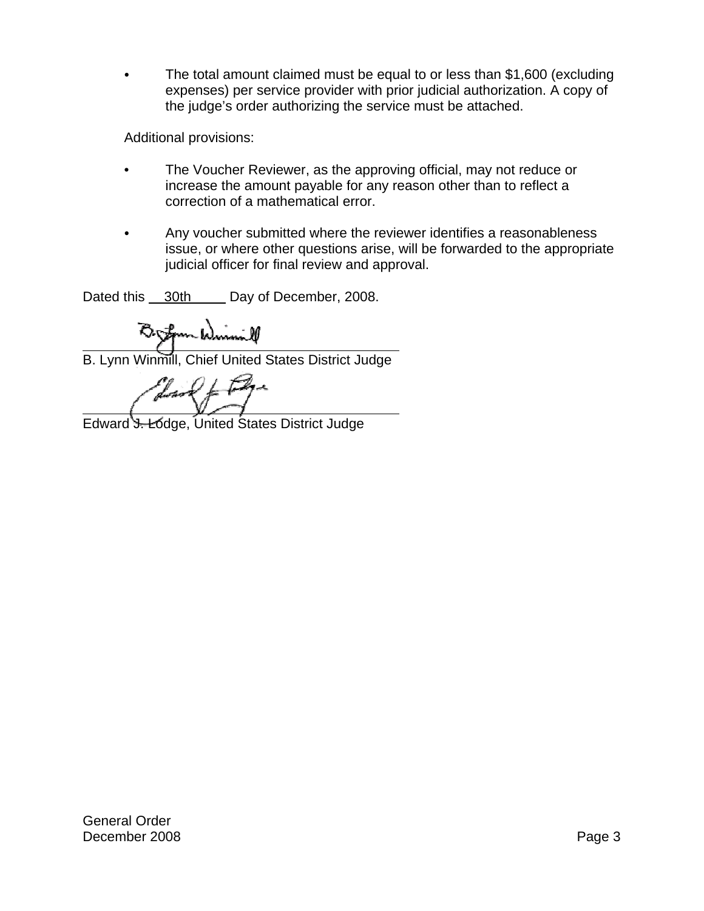- The total amount claimed must be equal to or less than $1,600 (excluding expenses) per service provider with prior judicial authorization. A copy of the judge's order authorizing the service must be attached.

Additional provisions:

- The Voucher Reviewer, as the approving official, may not reduce or increase the amount payable for any reason other than to reflect a correction of a mathematical error.

- Any voucher submitted where the reviewer identifies a reasonableness issue, or where other questions arise, will be forwarded to the appropriate judicial officer for final review and approval.

Dated this 30th Day of December, 2008.

B. Lynn Winmill, Chief United States District Judge

Edward J. Lodge, United States District Judge